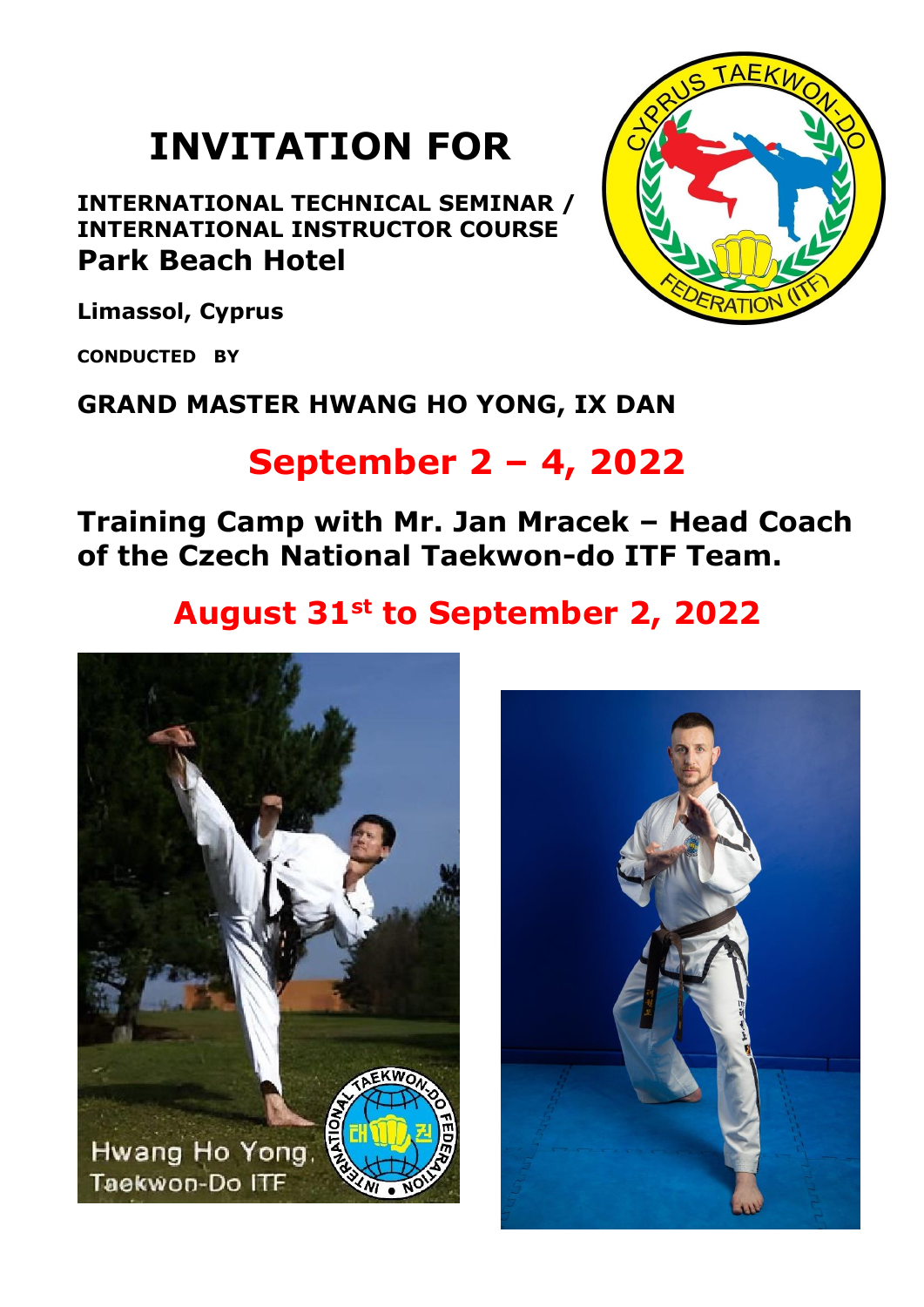# INVITATION FOR

**INTERNATIONAL TECHNICAL SEMINAR / INTERNATIONAL INSTRUCTOR COURSE**
**Park Beach Hotel**

**Limassol, Cyprus**

**CONDUCTED BY**

**GRAND MASTER HWANG HO YONG, IX DAN**

## September 2 – 4, 2022

**Training Camp with Mr. Jan Mracek – Head Coach of the Czech National Taekwon-do ITF Team.**

## August 31st to September 2, 2022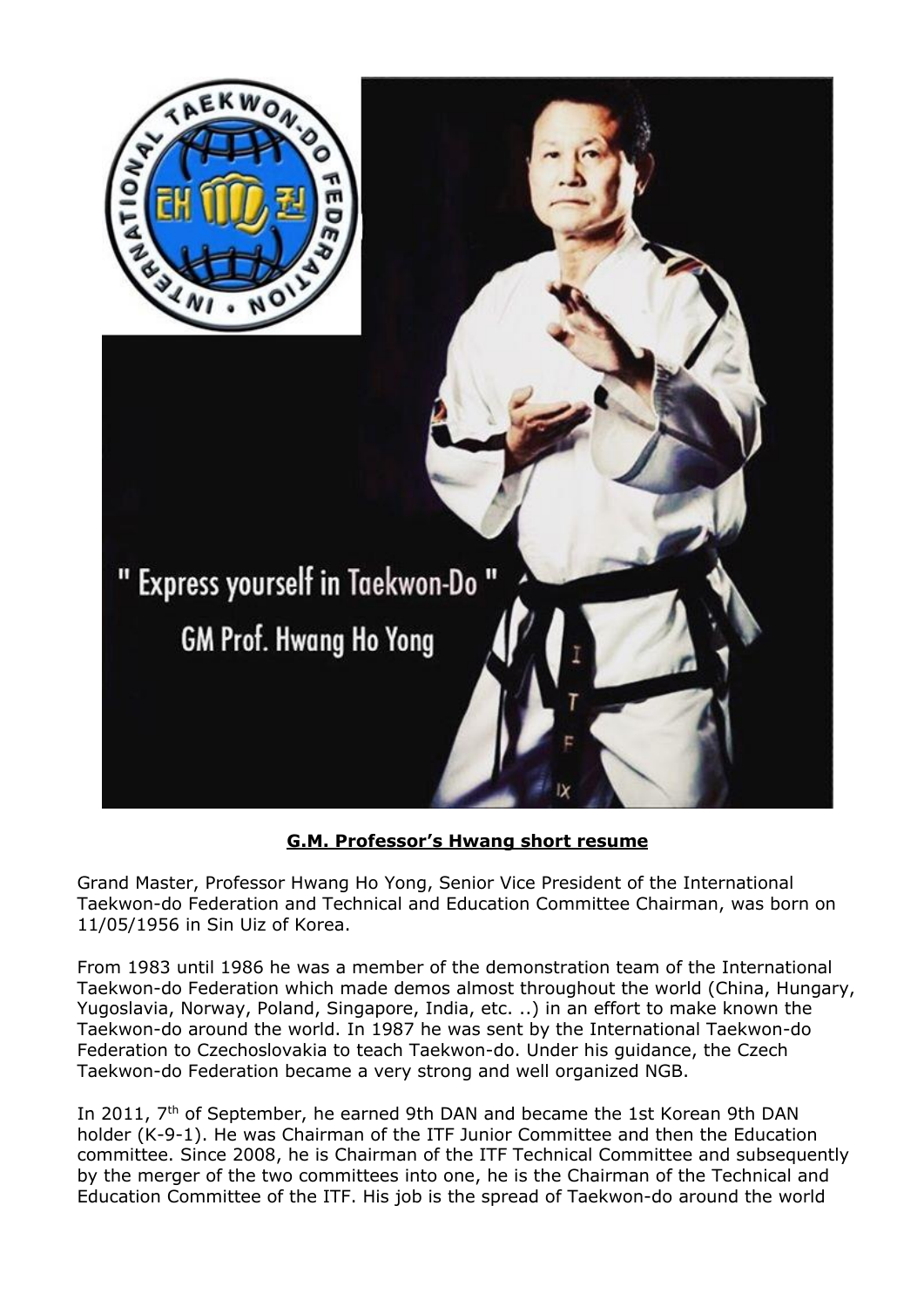**G.M. Professor's Hwang short resume**

Grand Master, Professor Hwang Ho Yong, Senior Vice President of the International Taekwon-do Federation and Technical and Education Committee Chairman, was born on 11/05/1956 in Sin Uiz of Korea.

From 1983 until 1986 he was a member of the demonstration team of the International Taekwon-do Federation which made demos almost throughout the world (China, Hungary, Yugoslavia, Norway, Poland, Singapore, India, etc. ..) in an effort to make known the Taekwon-do around the world. In 1987 he was sent by the International Taekwon-do Federation to Czechoslovakia to teach Taekwon-do. Under his guidance, the Czech Taekwon-do Federation became a very strong and well organized NGB.

In 2011, 7th of September, he earned 9th DAN and became the 1st Korean 9th DAN holder (K-9-1). He was Chairman of the ITF Junior Committee and then the Education committee. Since 2008, he is Chairman of the ITF Technical Committee and subsequently by the merger of the two committees into one, he is the Chairman of the Technical and Education Committee of the ITF. His job is the spread of Taekwon-do around the world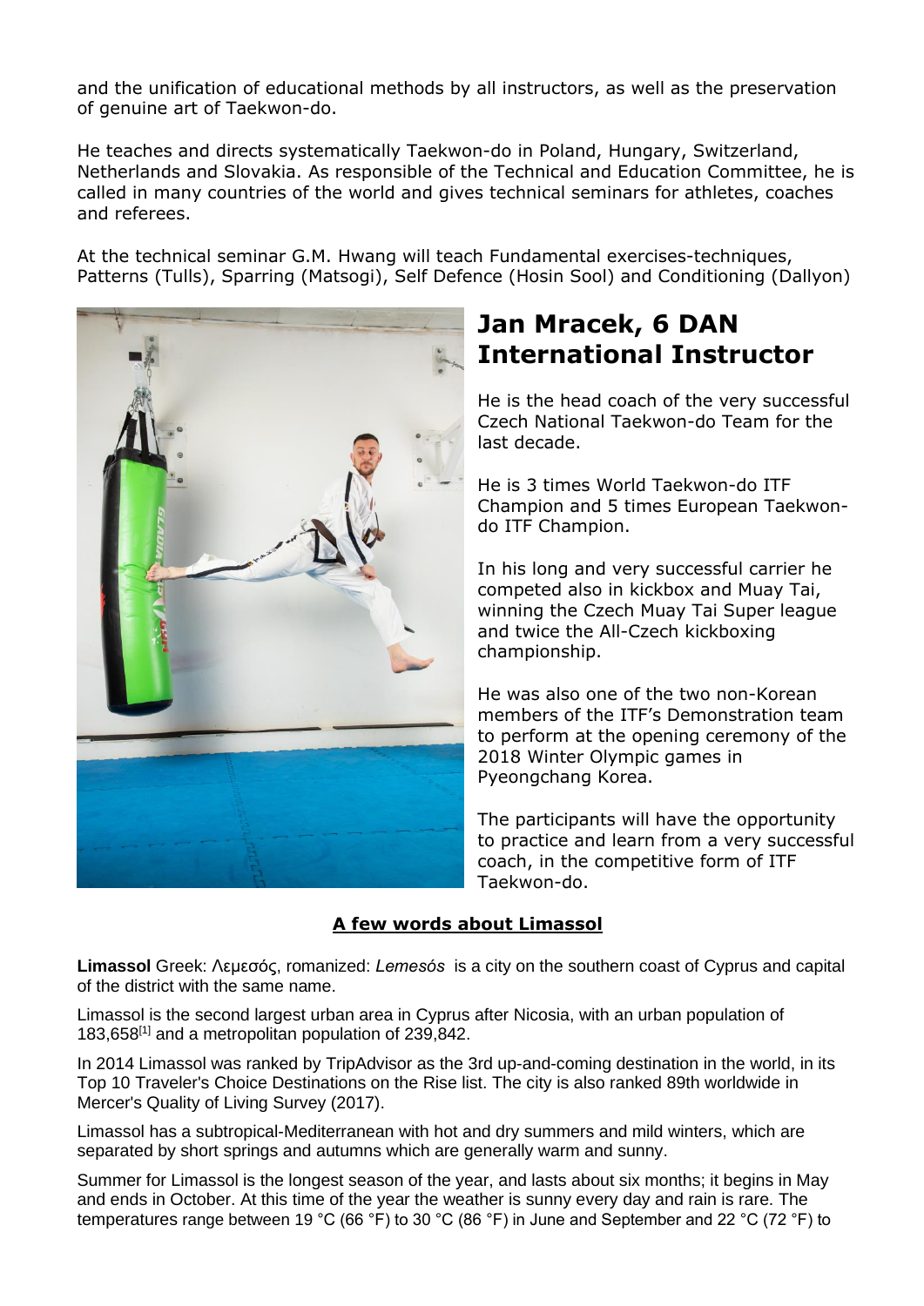and the unification of educational methods by all instructors, as well as the preservation of genuine art of Taekwon-do.

He teaches and directs systematically Taekwon-do in Poland, Hungary, Switzerland, Netherlands and Slovakia. As responsible of the Technical and Education Committee, he is called in many countries of the world and gives technical seminars for athletes, coaches and referees.

At the technical seminar G.M. Hwang will teach Fundamental exercises-techniques, Patterns (Tulls), Sparring (Matsogi), Self Defence (Hosin Sool) and Conditioning (Dallyon)

## Jan Mracek, 6 DAN International Instructor

He is the head coach of the very successful Czech National Taekwon-do Team for the last decade.

He is 3 times World Taekwon-do ITF Champion and 5 times European Taekwon-do ITF Champion.

In his long and very successful carrier he competed also in kickbox and Muay Tai, winning the Czech Muay Tai Super league and twice the All-Czech kickboxing championship.

He was also one of the two non-Korean members of the ITF's Demonstration team to perform at the opening ceremony of the 2018 Winter Olympic games in Pyeongchang Korea.

The participants will have the opportunity to practice and learn from a very successful coach, in the competitive form of ITF Taekwon-do.

## A few words about Limassol

**Limassol** Greek: Λεμεσός, romanized: *Lemesós* is a city on the southern coast of Cyprus and capital of the district with the same name.

Limassol is the second largest urban area in Cyprus after Nicosia, with an urban population of 183,658[1] and a metropolitan population of 239,842.

In 2014 Limassol was ranked by TripAdvisor as the 3rd up-and-coming destination in the world, in its Top 10 Traveler's Choice Destinations on the Rise list. The city is also ranked 89th worldwide in Mercer's Quality of Living Survey (2017).

Limassol has a subtropical-Mediterranean with hot and dry summers and mild winters, which are separated by short springs and autumns which are generally warm and sunny.

Summer for Limassol is the longest season of the year, and lasts about six months; it begins in May and ends in October. At this time of the year the weather is sunny every day and rain is rare. The temperatures range between 19 °C (66 °F) to 30 °C (86 °F) in June and September and 22 °C (72 °F) to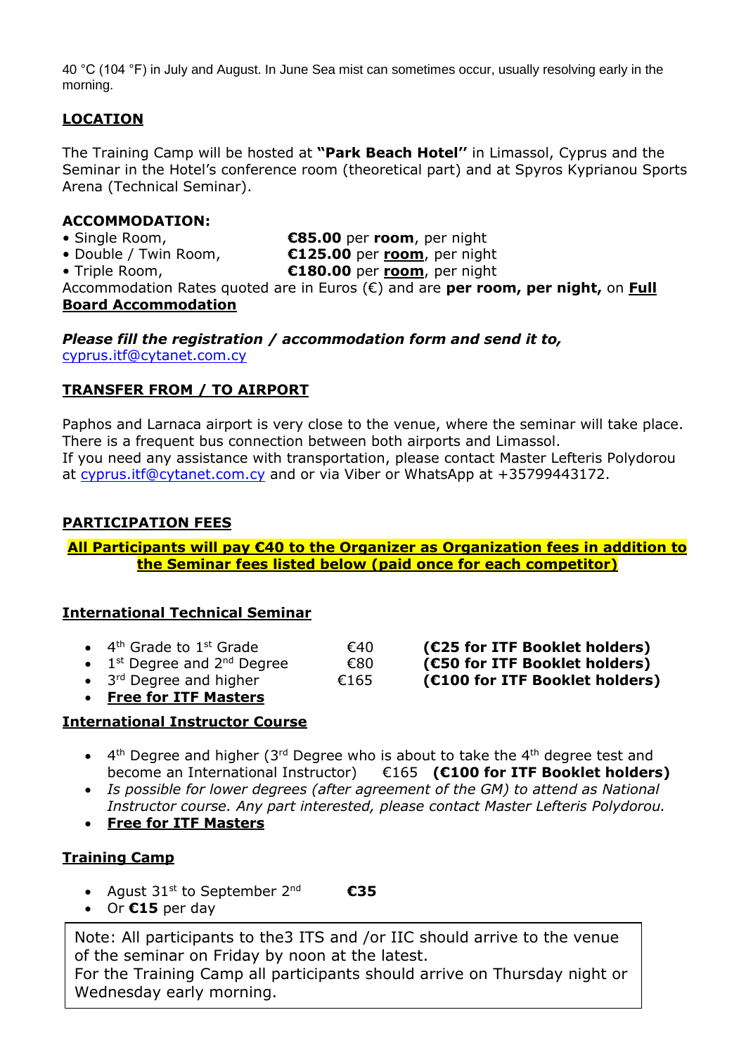40 °C (104 °F) in July and August. In June Sea mist can sometimes occur, usually resolving early in the morning.

## LOCATION

The Training Camp will be hosted at **"Park Beach Hotel''** in Limassol, Cyprus and the Seminar in the Hotel's conference room (theoretical part) and at Spyros Kyprianou Sports Arena (Technical Seminar).

## ACCOMMODATION:

- Single Room, **€85.00** per **room**, per night
- Double / Twin Room, **€125.00** per **room**, per night
- Triple Room, **€180.00** per **room**, per night

Accommodation Rates quoted are in Euros (€) and are **per room, per night,** on **Full Board Accommodation**

***Please fill the registration / accommodation form and send it to,***
cyprus.itf@cytanet.com.cy

## TRANSFER FROM / TO AIRPORT

Paphos and Larnaca airport is very close to the venue, where the seminar will take place. There is a frequent bus connection between both airports and Limassol.
If you need any assistance with transportation, please contact Master Lefteris Polydorou at cyprus.itf@cytanet.com.cy and or via Viber or WhatsApp at +35799443172.

## PARTICIPATION FEES

**All Participants will pay €40 to the Organizer as Organization fees in addition to the Seminar fees listed below (paid once for each competitor)**

### International Technical Seminar

- 4th Grade to 1st Grade €40 **(€25 for ITF Booklet holders)**
- 1st Degree and 2nd Degree €80 **(€50 for ITF Booklet holders)**
- 3rd Degree and higher €165 **(€100 for ITF Booklet holders)**
- **Free for ITF Masters**

### International Instructor Course

- 4th Degree and higher (3rd Degree who is about to take the 4th degree test and become an International Instructor) €165 **(€100 for ITF Booklet holders)**
- *Is possible for lower degrees (after agreement of the GM) to attend as National Instructor course. Any part interested, please contact Master Lefteris Polydorou.*
- **Free for ITF Masters**

### Training Camp

- Agust 31st to September 2nd **€35**
- Or **€15** per day

Note: All participants to the3 ITS and /or IIC should arrive to the venue of the seminar on Friday by noon at the latest.
For the Training Camp all participants should arrive on Thursday night or Wednesday early morning.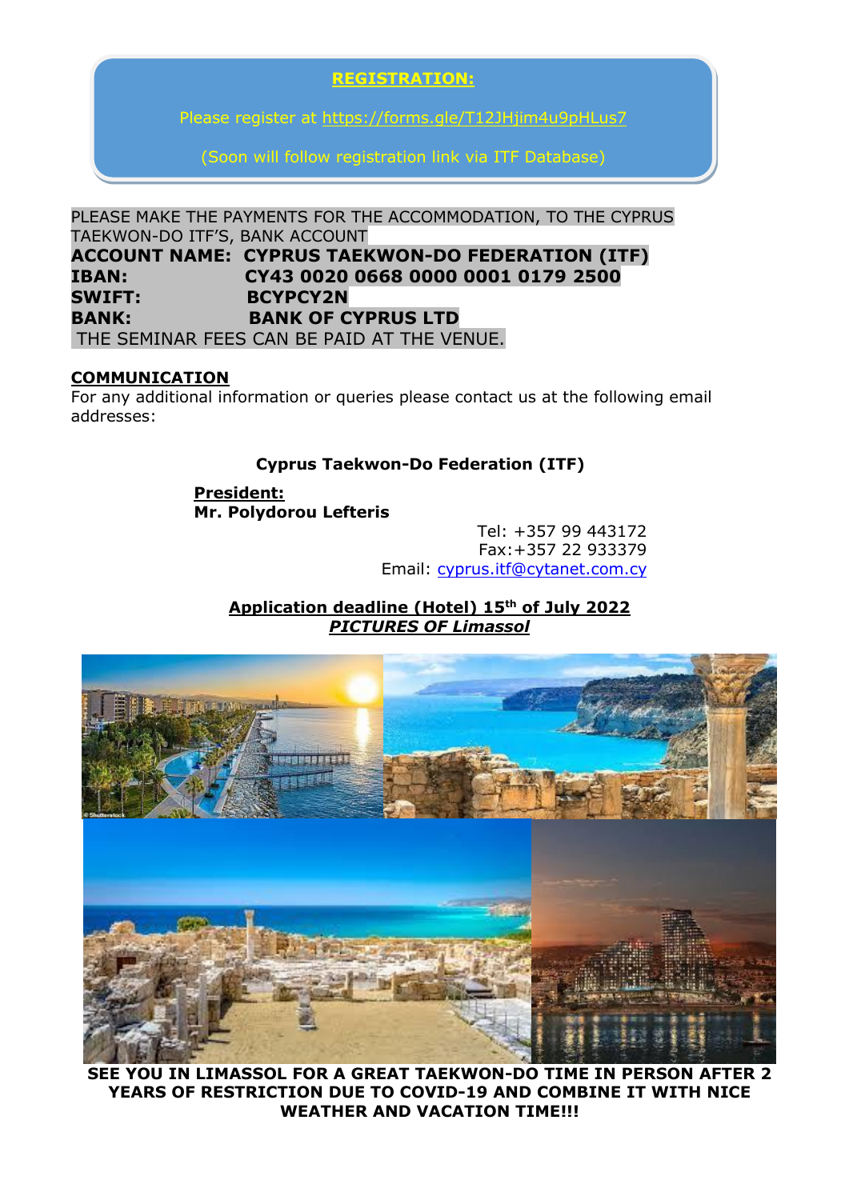**REGISTRATION:**

Please register at https://forms.gle/T12JHjim4u9pHLus7

(Soon will follow registration link via ITF Database)

PLEASE MAKE THE PAYMENTS FOR THE ACCOMMODATION, TO THE CYPRUS TAEKWON-DO ITF'S, BANK ACCOUNT

**ACCOUNT NAME: CYPRUS TAEKWON-DO FEDERATION (ITF)**
**IBAN: CY43 0020 0668 0000 0001 0179 2500**
**SWIFT: BCYPCY2N**
**BANK: BANK OF CYPRUS LTD**

THE SEMINAR FEES CAN BE PAID AT THE VENUE.

**COMMUNICATION**

For any additional information or queries please contact us at the following email addresses:

**Cyprus Taekwon-Do Federation (ITF)**

**President:**
**Mr. Polydorou Lefteris**

Tel: +357 99 443172
Fax:+357 22 933379
Email: cyprus.itf@cytanet.com.cy

**Application deadline (Hotel) 15th of July 2022**

***PICTURES OF Limassol***

**SEE YOU IN LIMASSOL FOR A GREAT TAEKWON-DO TIME IN PERSON AFTER 2 YEARS OF RESTRICTION DUE TO COVID-19 AND COMBINE IT WITH NICE WEATHER AND VACATION TIME!!!**